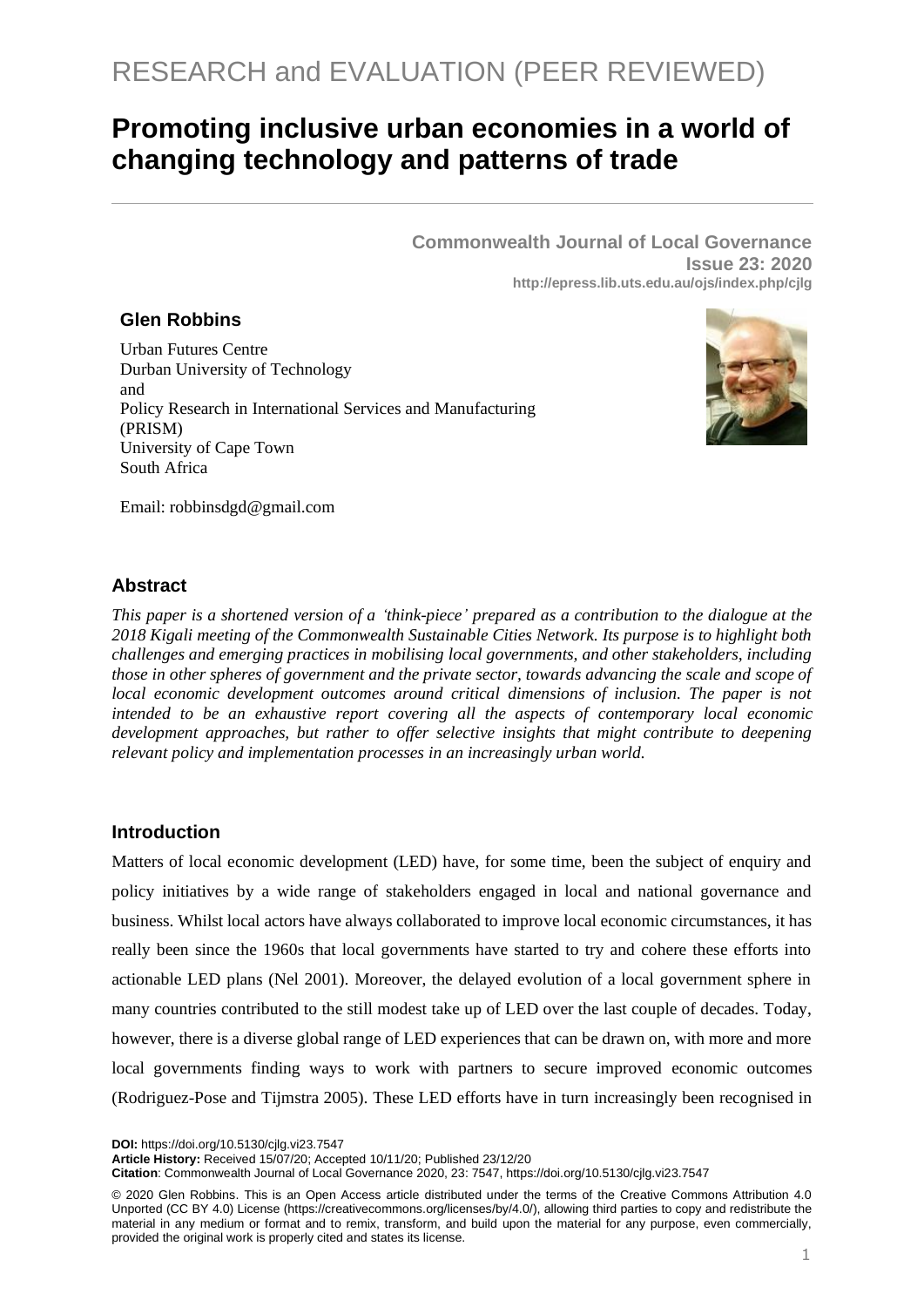RESEARCH and EVALUATION (PEER REVIEWED)

# Promoting inclusive urban economies in a world of changing technology and patterns of trade

**Commonwealth Journal of Local Governance**
**Issue 23: 2020**
**http://epress.lib.uts.edu.au/ojs/index.php/cjlg**

**Glen Robbins**

Urban Futures Centre
Durban University of Technology
and
Policy Research in International Services and Manufacturing (PRISM)
University of Cape Town
South Africa

Email: robbinsdgd@gmail.com

## Abstract

*This paper is a shortened version of a 'think-piece' prepared as a contribution to the dialogue at the 2018 Kigali meeting of the Commonwealth Sustainable Cities Network. Its purpose is to highlight both challenges and emerging practices in mobilising local governments, and other stakeholders, including those in other spheres of government and the private sector, towards advancing the scale and scope of local economic development outcomes around critical dimensions of inclusion. The paper is not intended to be an exhaustive report covering all the aspects of contemporary local economic development approaches, but rather to offer selective insights that might contribute to deepening relevant policy and implementation processes in an increasingly urban world.*

## Introduction

Matters of local economic development (LED) have, for some time, been the subject of enquiry and policy initiatives by a wide range of stakeholders engaged in local and national governance and business. Whilst local actors have always collaborated to improve local economic circumstances, it has really been since the 1960s that local governments have started to try and cohere these efforts into actionable LED plans (Nel 2001). Moreover, the delayed evolution of a local government sphere in many countries contributed to the still modest take up of LED over the last couple of decades. Today, however, there is a diverse global range of LED experiences that can be drawn on, with more and more local governments finding ways to work with partners to secure improved economic outcomes (Rodriguez-Pose and Tijmstra 2005). These LED efforts have in turn increasingly been recognised in

**DOI:** https://doi.org/10.5130/cjlg.vi23.7547
**Article History:** Received 15/07/20; Accepted 10/11/20; Published 23/12/20
**Citation**: Commonwealth Journal of Local Governance 2020, 23: 7547, https://doi.org/10.5130/cjlg.vi23.7547

© 2020 Glen Robbins. This is an Open Access article distributed under the terms of the Creative Commons Attribution 4.0 Unported (CC BY 4.0) License (https://creativecommons.org/licenses/by/4.0/), allowing third parties to copy and redistribute the material in any medium or format and to remix, transform, and build upon the material for any purpose, even commercially, provided the original work is properly cited and states its license.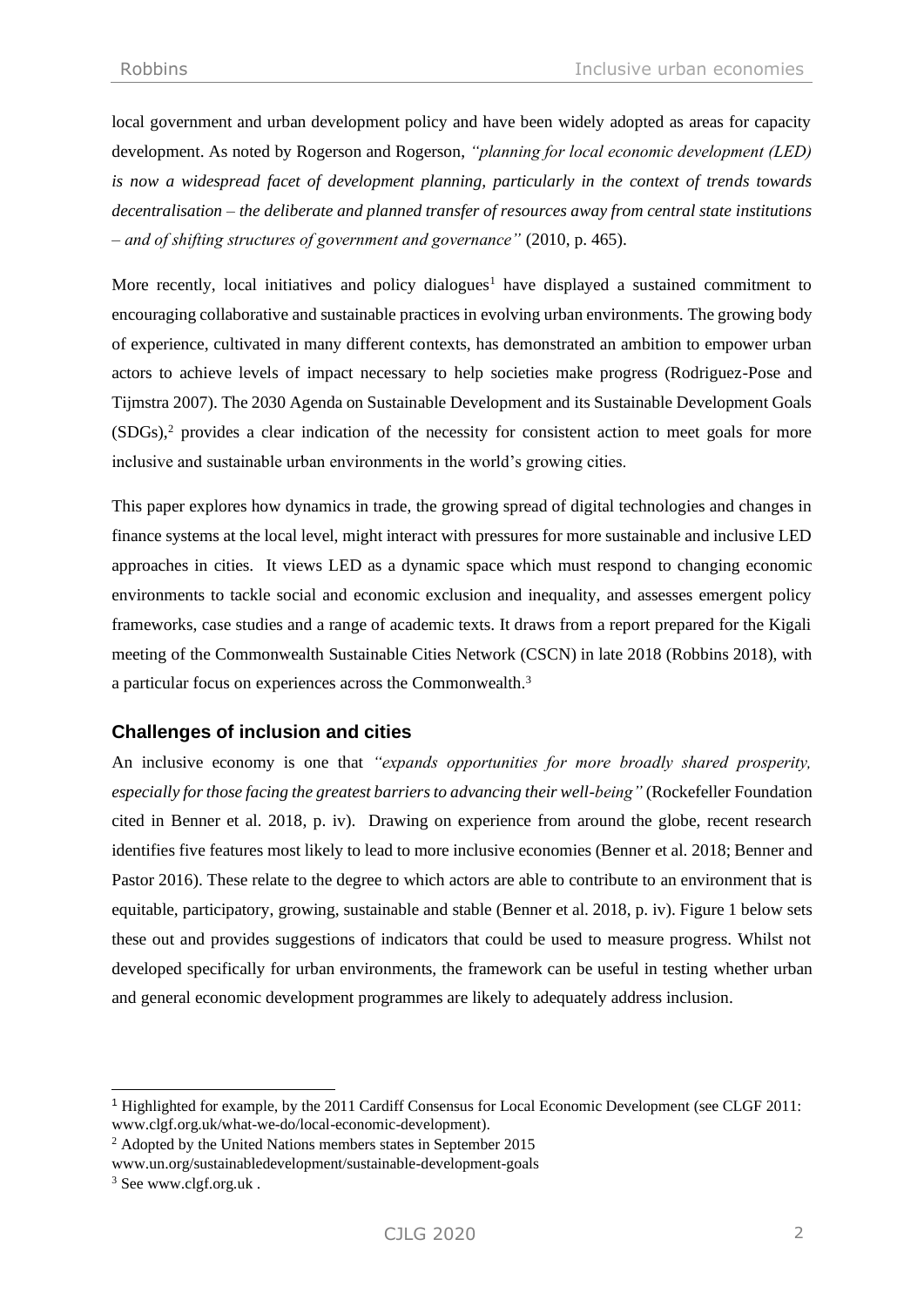local government and urban development policy and have been widely adopted as areas for capacity development. As noted by Rogerson and Rogerson, *"planning for local economic development (LED) is now a widespread facet of development planning, particularly in the context of trends towards decentralisation – the deliberate and planned transfer of resources away from central state institutions – and of shifting structures of government and governance"* (2010, p. 465).

More recently, local initiatives and policy dialogues[1] have displayed a sustained commitment to encouraging collaborative and sustainable practices in evolving urban environments. The growing body of experience, cultivated in many different contexts, has demonstrated an ambition to empower urban actors to achieve levels of impact necessary to help societies make progress (Rodriguez-Pose and Tijmstra 2007). The 2030 Agenda on Sustainable Development and its Sustainable Development Goals (SDGs),[2] provides a clear indication of the necessity for consistent action to meet goals for more inclusive and sustainable urban environments in the world's growing cities.

This paper explores how dynamics in trade, the growing spread of digital technologies and changes in finance systems at the local level, might interact with pressures for more sustainable and inclusive LED approaches in cities. It views LED as a dynamic space which must respond to changing economic environments to tackle social and economic exclusion and inequality, and assesses emergent policy frameworks, case studies and a range of academic texts. It draws from a report prepared for the Kigali meeting of the Commonwealth Sustainable Cities Network (CSCN) in late 2018 (Robbins 2018), with a particular focus on experiences across the Commonwealth.[3]

## Challenges of inclusion and cities

An inclusive economy is one that *"expands opportunities for more broadly shared prosperity, especially for those facing the greatest barriers to advancing their well-being"* (Rockefeller Foundation cited in Benner et al. 2018, p. iv). Drawing on experience from around the globe, recent research identifies five features most likely to lead to more inclusive economies (Benner et al. 2018; Benner and Pastor 2016). These relate to the degree to which actors are able to contribute to an environment that is equitable, participatory, growing, sustainable and stable (Benner et al. 2018, p. iv). Figure 1 below sets these out and provides suggestions of indicators that could be used to measure progress. Whilst not developed specifically for urban environments, the framework can be useful in testing whether urban and general economic development programmes are likely to adequately address inclusion.

---

[1] Highlighted for example, by the 2011 Cardiff Consensus for Local Economic Development (see CLGF 2011: www.clgf.org.uk/what-we-do/local-economic-development).

[2] Adopted by the United Nations members states in September 2015 www.un.org/sustainabledevelopment/sustainable-development-goals

[3] See www.clgf.org.uk .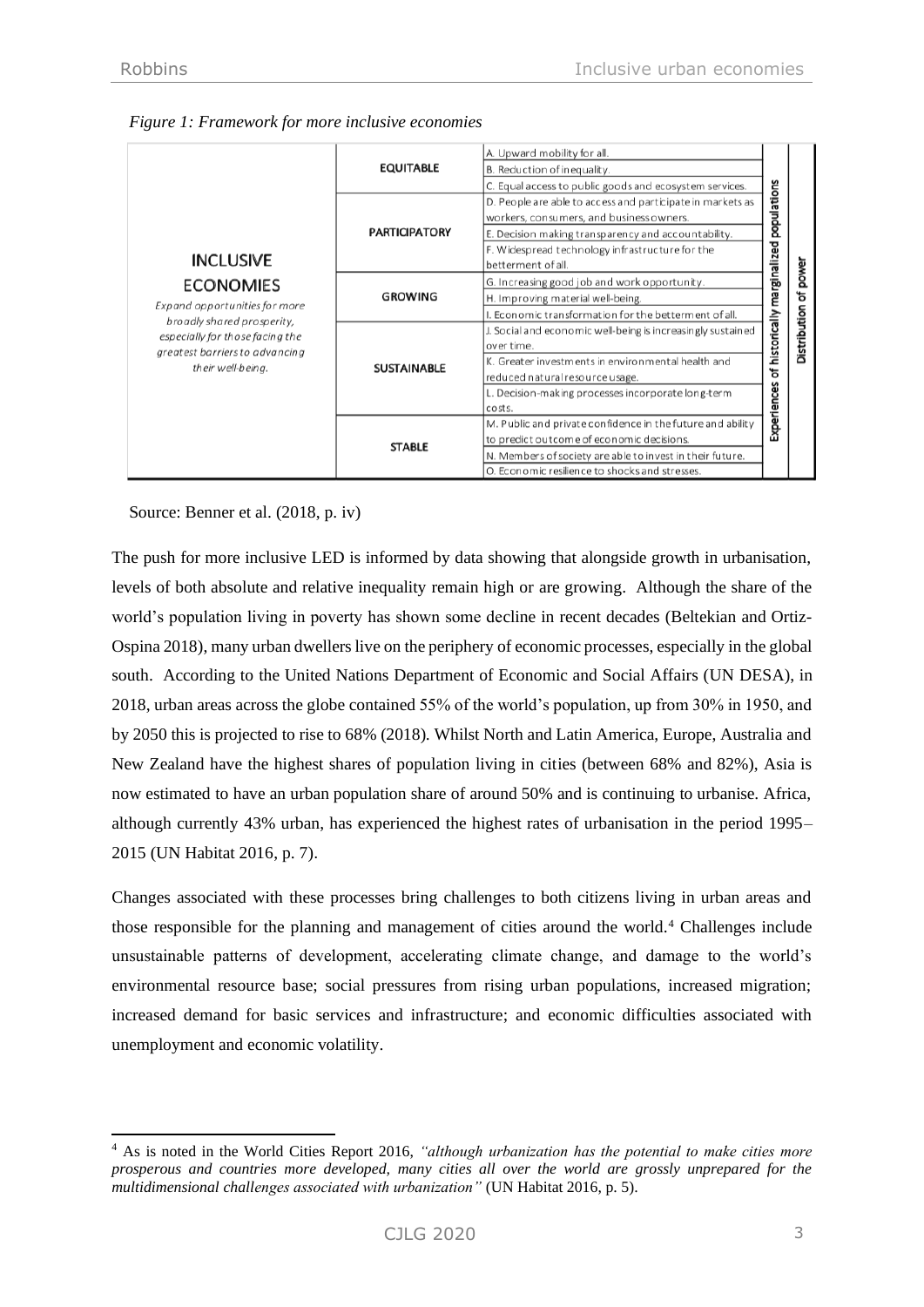*Figure 1: Framework for more inclusive economies*

| INCLUSIVE ECONOMIES | | | | |
|---|---|---|---|---|
| **INCLUSIVE ECONOMIES** *Expand opportunities for more broadly shared prosperity, especially for those facing the greatest barriers to advancing their well-being.* | EQUITABLE | A. Upward mobility for all. | Experiences of historically marginalized populations | Distribution of power |
| | | B. Reduction of inequality. | | |
| | | C. Equal access to public goods and ecosystem services. | | |
| | PARTICIPATORY | D. People are able to access and participate in markets as workers, consumers, and business owners. | | |
| | | E. Decision making transparency and accountability. | | |
| | | F. Widespread technology infrastructure for the betterment of all. | | |
| | GROWING | G. Increasing good job and work opportunity. | | |
| | | H. Improving material well-being. | | |
| | | I. Economic transformation for the betterment of all. | | |
| | SUSTAINABLE | J. Social and economic well-being is increasingly sustained over time. | | |
| | | K. Greater investments in environmental health and reduced natural resource usage. | | |
| | | L. Decision-making processes incorporate long-term costs. | | |
| | STABLE | M. Public and private confidence in the future and ability to predict outcome of economic decisions. | | |
| | | N. Members of society are able to invest in their future. | | |
| | | O. Economic resilience to shocks and stresses. | | |

Source: Benner et al. (2018, p. iv)

The push for more inclusive LED is informed by data showing that alongside growth in urbanisation, levels of both absolute and relative inequality remain high or are growing. Although the share of the world's population living in poverty has shown some decline in recent decades (Beltekian and Ortiz-Ospina 2018), many urban dwellers live on the periphery of economic processes, especially in the global south. According to the United Nations Department of Economic and Social Affairs (UN DESA), in 2018, urban areas across the globe contained 55% of the world's population, up from 30% in 1950, and by 2050 this is projected to rise to 68% (2018). Whilst North and Latin America, Europe, Australia and New Zealand have the highest shares of population living in cities (between 68% and 82%), Asia is now estimated to have an urban population share of around 50% and is continuing to urbanise. Africa, although currently 43% urban, has experienced the highest rates of urbanisation in the period 1995–2015 (UN Habitat 2016, p. 7).

Changes associated with these processes bring challenges to both citizens living in urban areas and those responsible for the planning and management of cities around the world.[4] Challenges include unsustainable patterns of development, accelerating climate change, and damage to the world's environmental resource base; social pressures from rising urban populations, increased migration; increased demand for basic services and infrastructure; and economic difficulties associated with unemployment and economic volatility.

[4] As is noted in the World Cities Report 2016, *"although urbanization has the potential to make cities more prosperous and countries more developed, many cities all over the world are grossly unprepared for the multidimensional challenges associated with urbanization"* (UN Habitat 2016, p. 5).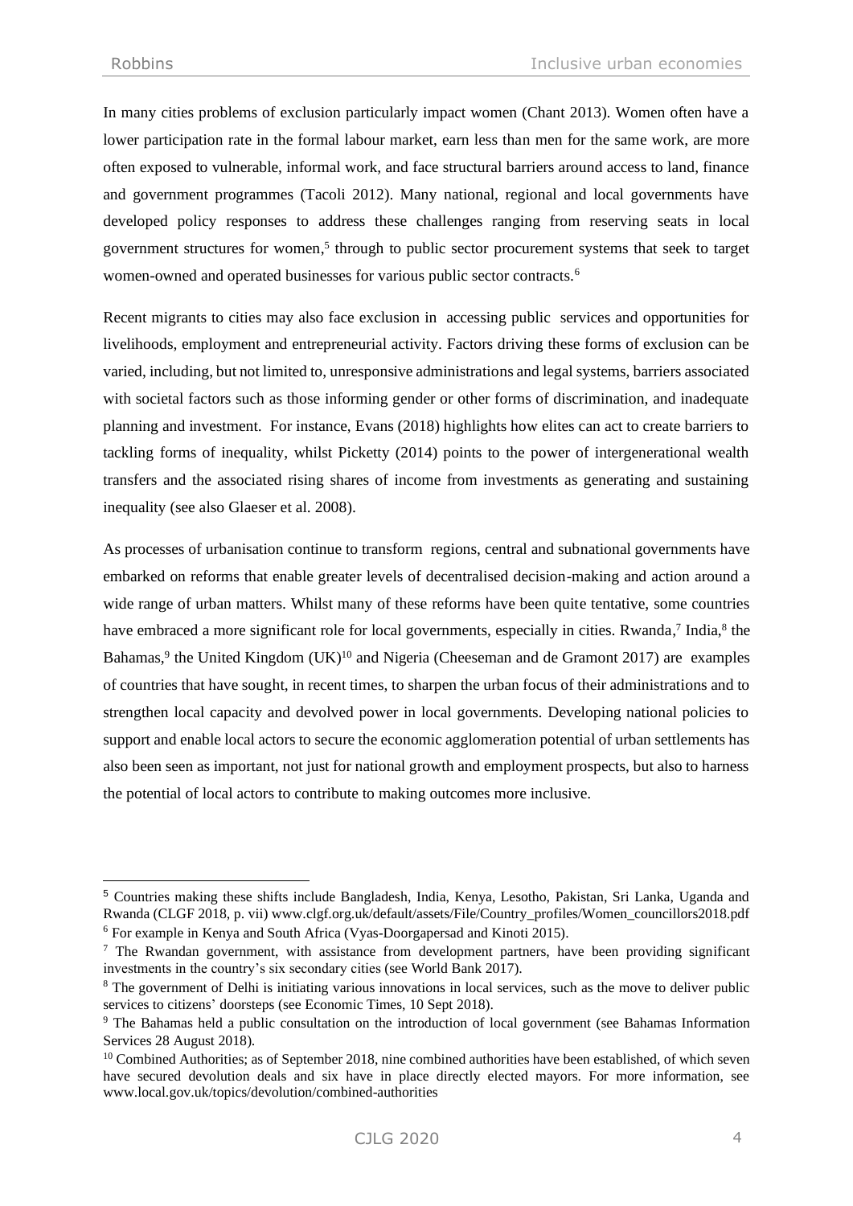In many cities problems of exclusion particularly impact women (Chant 2013). Women often have a lower participation rate in the formal labour market, earn less than men for the same work, are more often exposed to vulnerable, informal work, and face structural barriers around access to land, finance and government programmes (Tacoli 2012). Many national, regional and local governments have developed policy responses to address these challenges ranging from reserving seats in local government structures for women,[5] through to public sector procurement systems that seek to target women-owned and operated businesses for various public sector contracts.[6]

Recent migrants to cities may also face exclusion in accessing public services and opportunities for livelihoods, employment and entrepreneurial activity. Factors driving these forms of exclusion can be varied, including, but not limited to, unresponsive administrations and legal systems, barriers associated with societal factors such as those informing gender or other forms of discrimination, and inadequate planning and investment. For instance, Evans (2018) highlights how elites can act to create barriers to tackling forms of inequality, whilst Picketty (2014) points to the power of intergenerational wealth transfers and the associated rising shares of income from investments as generating and sustaining inequality (see also Glaeser et al. 2008).

As processes of urbanisation continue to transform regions, central and subnational governments have embarked on reforms that enable greater levels of decentralised decision-making and action around a wide range of urban matters. Whilst many of these reforms have been quite tentative, some countries have embraced a more significant role for local governments, especially in cities. Rwanda,[7] India,[8] the Bahamas,[9] the United Kingdom (UK)[10] and Nigeria (Cheeseman and de Gramont 2017) are examples of countries that have sought, in recent times, to sharpen the urban focus of their administrations and to strengthen local capacity and devolved power in local governments. Developing national policies to support and enable local actors to secure the economic agglomeration potential of urban settlements has also been seen as important, not just for national growth and employment prospects, but also to harness the potential of local actors to contribute to making outcomes more inclusive.

---

[5] Countries making these shifts include Bangladesh, India, Kenya, Lesotho, Pakistan, Sri Lanka, Uganda and Rwanda (CLGF 2018, p. vii) www.clgf.org.uk/default/assets/File/Country_profiles/Women_councillors2018.pdf

[6] For example in Kenya and South Africa (Vyas-Doorgapersad and Kinoti 2015).

[7] The Rwandan government, with assistance from development partners, have been providing significant investments in the country's six secondary cities (see World Bank 2017).

[8] The government of Delhi is initiating various innovations in local services, such as the move to deliver public services to citizens' doorsteps (see Economic Times, 10 Sept 2018).

[9] The Bahamas held a public consultation on the introduction of local government (see Bahamas Information Services 28 August 2018).

[10] Combined Authorities; as of September 2018, nine combined authorities have been established, of which seven have secured devolution deals and six have in place directly elected mayors. For more information, see www.local.gov.uk/topics/devolution/combined-authorities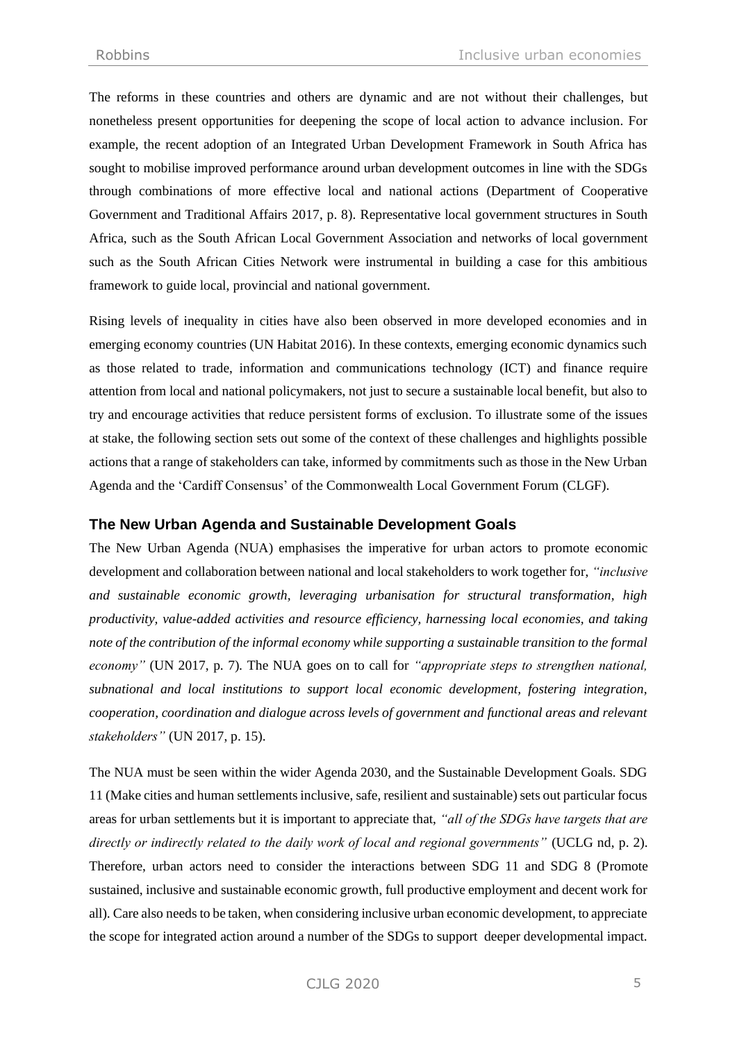The reforms in these countries and others are dynamic and are not without their challenges, but nonetheless present opportunities for deepening the scope of local action to advance inclusion. For example, the recent adoption of an Integrated Urban Development Framework in South Africa has sought to mobilise improved performance around urban development outcomes in line with the SDGs through combinations of more effective local and national actions (Department of Cooperative Government and Traditional Affairs 2017, p. 8). Representative local government structures in South Africa, such as the South African Local Government Association and networks of local government such as the South African Cities Network were instrumental in building a case for this ambitious framework to guide local, provincial and national government.

Rising levels of inequality in cities have also been observed in more developed economies and in emerging economy countries (UN Habitat 2016). In these contexts, emerging economic dynamics such as those related to trade, information and communications technology (ICT) and finance require attention from local and national policymakers, not just to secure a sustainable local benefit, but also to try and encourage activities that reduce persistent forms of exclusion. To illustrate some of the issues at stake, the following section sets out some of the context of these challenges and highlights possible actions that a range of stakeholders can take, informed by commitments such as those in the New Urban Agenda and the 'Cardiff Consensus' of the Commonwealth Local Government Forum (CLGF).

### The New Urban Agenda and Sustainable Development Goals

The New Urban Agenda (NUA) emphasises the imperative for urban actors to promote economic development and collaboration between national and local stakeholders to work together for, *"inclusive and sustainable economic growth, leveraging urbanisation for structural transformation, high productivity, value-added activities and resource efficiency, harnessing local economies, and taking note of the contribution of the informal economy while supporting a sustainable transition to the formal economy"* (UN 2017, p. 7). The NUA goes on to call for *"appropriate steps to strengthen national, subnational and local institutions to support local economic development, fostering integration, cooperation, coordination and dialogue across levels of government and functional areas and relevant stakeholders"* (UN 2017, p. 15).

The NUA must be seen within the wider Agenda 2030, and the Sustainable Development Goals. SDG 11 (Make cities and human settlements inclusive, safe, resilient and sustainable) sets out particular focus areas for urban settlements but it is important to appreciate that, *"all of the SDGs have targets that are directly or indirectly related to the daily work of local and regional governments"* (UCLG nd, p. 2). Therefore, urban actors need to consider the interactions between SDG 11 and SDG 8 (Promote sustained, inclusive and sustainable economic growth, full productive employment and decent work for all). Care also needs to be taken, when considering inclusive urban economic development, to appreciate the scope for integrated action around a number of the SDGs to support deeper developmental impact.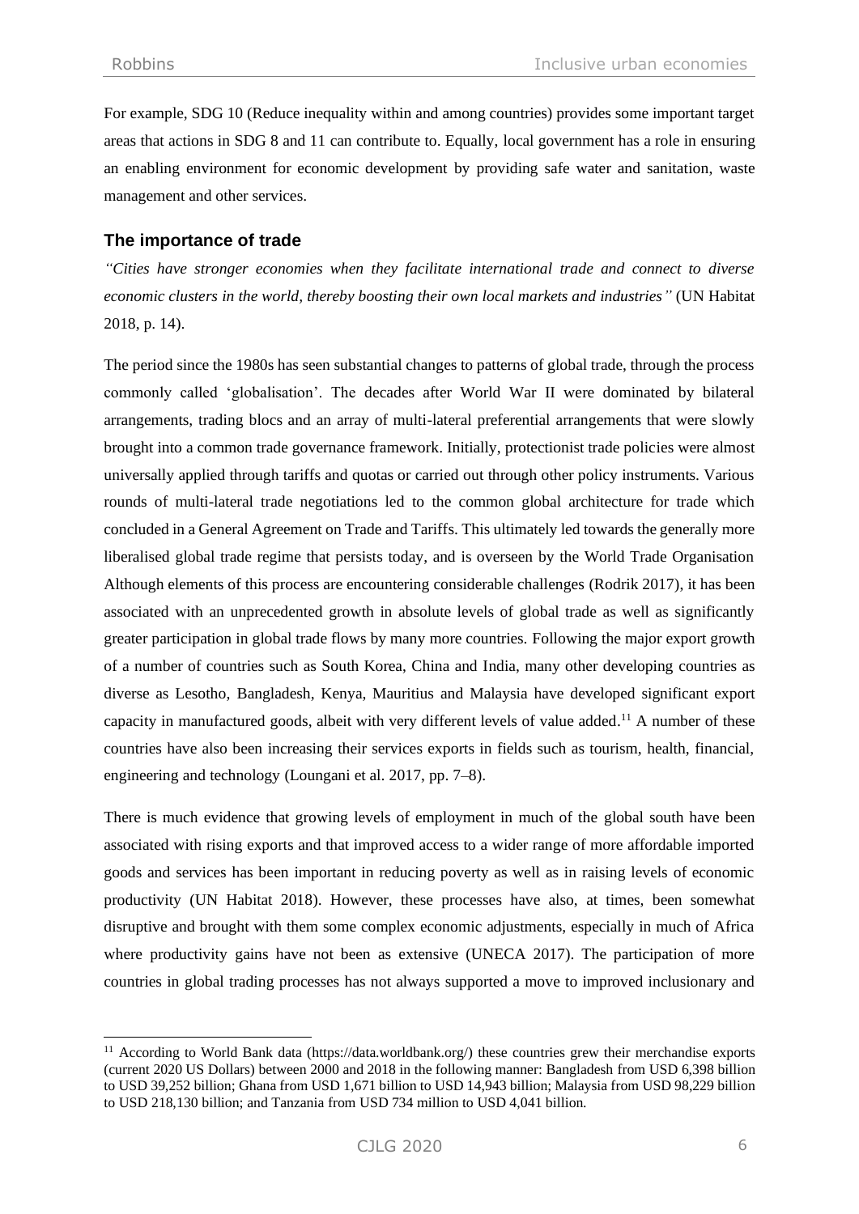For example, SDG 10 (Reduce inequality within and among countries) provides some important target areas that actions in SDG 8 and 11 can contribute to. Equally, local government has a role in ensuring an enabling environment for economic development by providing safe water and sanitation, waste management and other services.

## The importance of trade

*"Cities have stronger economies when they facilitate international trade and connect to diverse economic clusters in the world, thereby boosting their own local markets and industries"* (UN Habitat 2018, p. 14).

The period since the 1980s has seen substantial changes to patterns of global trade, through the process commonly called 'globalisation'. The decades after World War II were dominated by bilateral arrangements, trading blocs and an array of multi-lateral preferential arrangements that were slowly brought into a common trade governance framework. Initially, protectionist trade policies were almost universally applied through tariffs and quotas or carried out through other policy instruments. Various rounds of multi-lateral trade negotiations led to the common global architecture for trade which concluded in a General Agreement on Trade and Tariffs. This ultimately led towards the generally more liberalised global trade regime that persists today, and is overseen by the World Trade Organisation Although elements of this process are encountering considerable challenges (Rodrik 2017), it has been associated with an unprecedented growth in absolute levels of global trade as well as significantly greater participation in global trade flows by many more countries. Following the major export growth of a number of countries such as South Korea, China and India, many other developing countries as diverse as Lesotho, Bangladesh, Kenya, Mauritius and Malaysia have developed significant export capacity in manufactured goods, albeit with very different levels of value added.[11] A number of these countries have also been increasing their services exports in fields such as tourism, health, financial, engineering and technology (Loungani et al. 2017, pp. 7–8).

There is much evidence that growing levels of employment in much of the global south have been associated with rising exports and that improved access to a wider range of more affordable imported goods and services has been important in reducing poverty as well as in raising levels of economic productivity (UN Habitat 2018). However, these processes have also, at times, been somewhat disruptive and brought with them some complex economic adjustments, especially in much of Africa where productivity gains have not been as extensive (UNECA 2017). The participation of more countries in global trading processes has not always supported a move to improved inclusionary and

[11] According to World Bank data (https://data.worldbank.org/) these countries grew their merchandise exports (current 2020 US Dollars) between 2000 and 2018 in the following manner: Bangladesh from USD 6,398 billion to USD 39,252 billion; Ghana from USD 1,671 billion to USD 14,943 billion; Malaysia from USD 98,229 billion to USD 218,130 billion; and Tanzania from USD 734 million to USD 4,041 billion.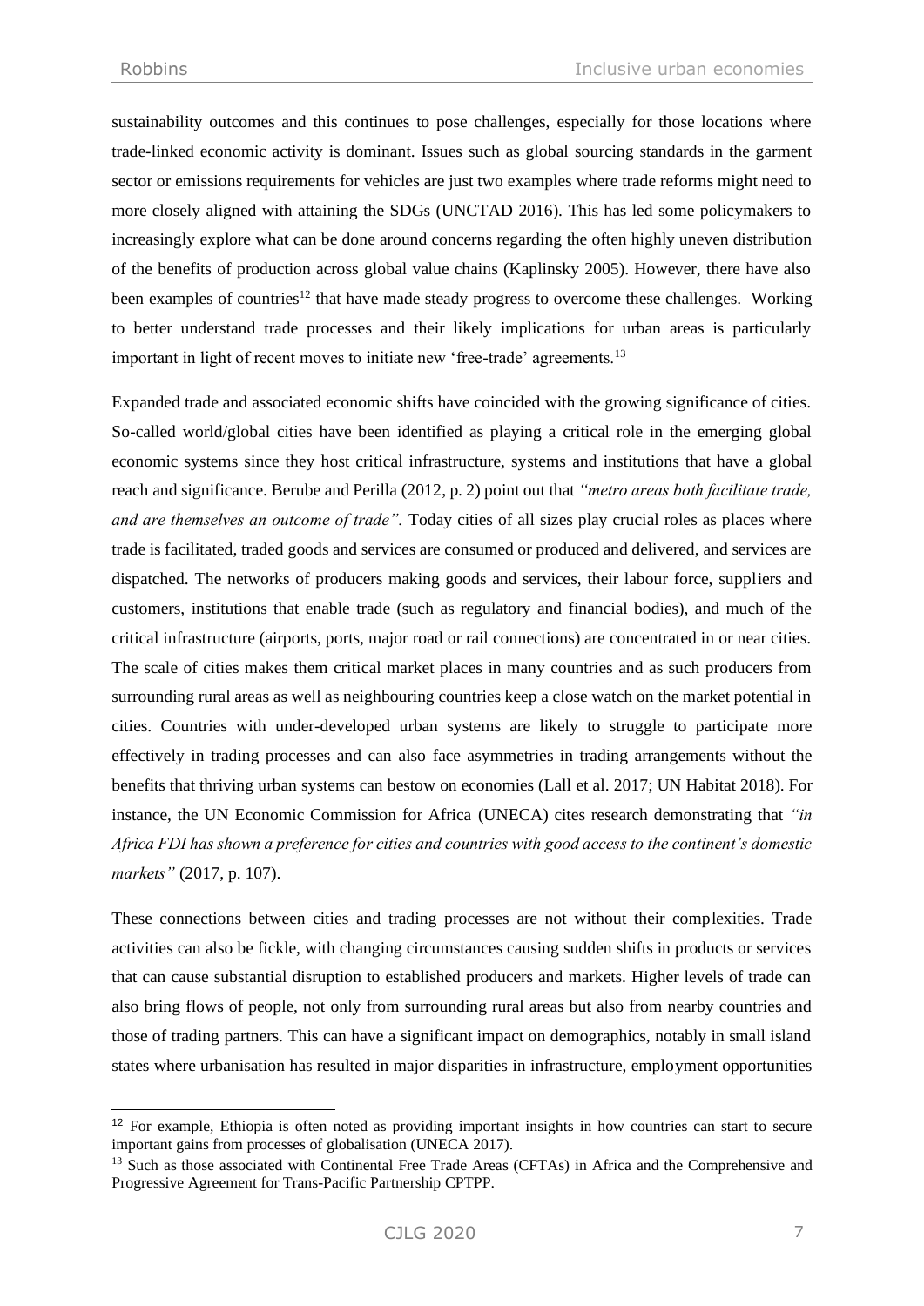sustainability outcomes and this continues to pose challenges, especially for those locations where trade-linked economic activity is dominant. Issues such as global sourcing standards in the garment sector or emissions requirements for vehicles are just two examples where trade reforms might need to more closely aligned with attaining the SDGs (UNCTAD 2016). This has led some policymakers to increasingly explore what can be done around concerns regarding the often highly uneven distribution of the benefits of production across global value chains (Kaplinsky 2005). However, there have also been examples of countries[12] that have made steady progress to overcome these challenges. Working to better understand trade processes and their likely implications for urban areas is particularly important in light of recent moves to initiate new 'free-trade' agreements.[13]

Expanded trade and associated economic shifts have coincided with the growing significance of cities. So-called world/global cities have been identified as playing a critical role in the emerging global economic systems since they host critical infrastructure, systems and institutions that have a global reach and significance. Berube and Perilla (2012, p. 2) point out that *"metro areas both facilitate trade, and are themselves an outcome of trade".* Today cities of all sizes play crucial roles as places where trade is facilitated, traded goods and services are consumed or produced and delivered, and services are dispatched. The networks of producers making goods and services, their labour force, suppliers and customers, institutions that enable trade (such as regulatory and financial bodies), and much of the critical infrastructure (airports, ports, major road or rail connections) are concentrated in or near cities. The scale of cities makes them critical market places in many countries and as such producers from surrounding rural areas as well as neighbouring countries keep a close watch on the market potential in cities. Countries with under-developed urban systems are likely to struggle to participate more effectively in trading processes and can also face asymmetries in trading arrangements without the benefits that thriving urban systems can bestow on economies (Lall et al. 2017; UN Habitat 2018). For instance, the UN Economic Commission for Africa (UNECA) cites research demonstrating that *"in Africa FDI has shown a preference for cities and countries with good access to the continent's domestic markets"* (2017, p. 107).

These connections between cities and trading processes are not without their complexities. Trade activities can also be fickle, with changing circumstances causing sudden shifts in products or services that can cause substantial disruption to established producers and markets. Higher levels of trade can also bring flows of people, not only from surrounding rural areas but also from nearby countries and those of trading partners. This can have a significant impact on demographics, notably in small island states where urbanisation has resulted in major disparities in infrastructure, employment opportunities

---

[12] For example, Ethiopia is often noted as providing important insights in how countries can start to secure important gains from processes of globalisation (UNECA 2017).

[13] Such as those associated with Continental Free Trade Areas (CFTAs) in Africa and the Comprehensive and Progressive Agreement for Trans-Pacific Partnership CPTPP.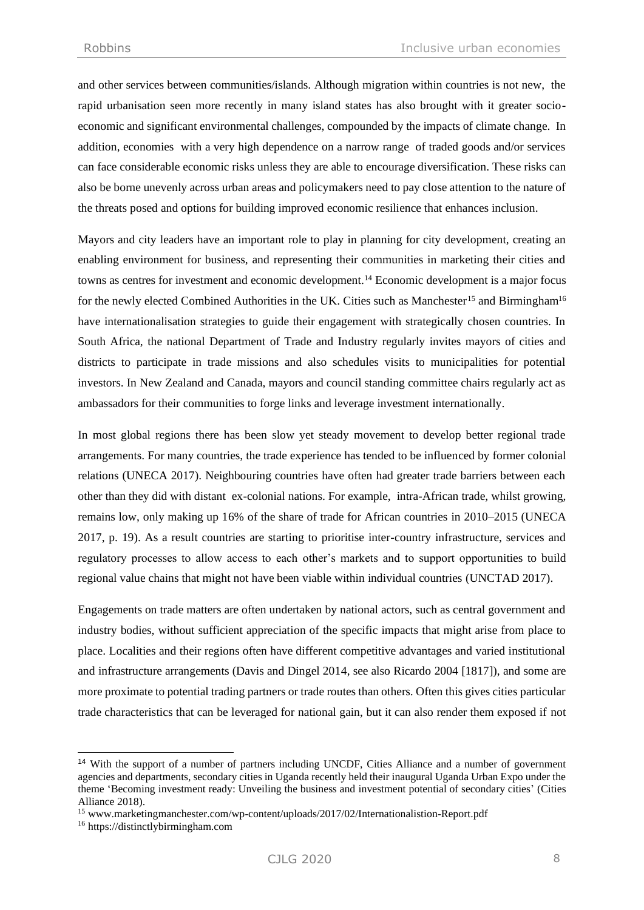and other services between communities/islands. Although migration within countries is not new, the rapid urbanisation seen more recently in many island states has also brought with it greater socio-economic and significant environmental challenges, compounded by the impacts of climate change. In addition, economies with a very high dependence on a narrow range of traded goods and/or services can face considerable economic risks unless they are able to encourage diversification. These risks can also be borne unevenly across urban areas and policymakers need to pay close attention to the nature of the threats posed and options for building improved economic resilience that enhances inclusion.

Mayors and city leaders have an important role to play in planning for city development, creating an enabling environment for business, and representing their communities in marketing their cities and towns as centres for investment and economic development.[14] Economic development is a major focus for the newly elected Combined Authorities in the UK. Cities such as Manchester[15] and Birmingham[16] have internationalisation strategies to guide their engagement with strategically chosen countries. In South Africa, the national Department of Trade and Industry regularly invites mayors of cities and districts to participate in trade missions and also schedules visits to municipalities for potential investors. In New Zealand and Canada, mayors and council standing committee chairs regularly act as ambassadors for their communities to forge links and leverage investment internationally.

In most global regions there has been slow yet steady movement to develop better regional trade arrangements. For many countries, the trade experience has tended to be influenced by former colonial relations (UNECA 2017). Neighbouring countries have often had greater trade barriers between each other than they did with distant ex-colonial nations. For example, intra-African trade, whilst growing, remains low, only making up 16% of the share of trade for African countries in 2010–2015 (UNECA 2017, p. 19). As a result countries are starting to prioritise inter-country infrastructure, services and regulatory processes to allow access to each other's markets and to support opportunities to build regional value chains that might not have been viable within individual countries (UNCTAD 2017).

Engagements on trade matters are often undertaken by national actors, such as central government and industry bodies, without sufficient appreciation of the specific impacts that might arise from place to place. Localities and their regions often have different competitive advantages and varied institutional and infrastructure arrangements (Davis and Dingel 2014, see also Ricardo 2004 [1817]), and some are more proximate to potential trading partners or trade routes than others. Often this gives cities particular trade characteristics that can be leveraged for national gain, but it can also render them exposed if not

---

[14] With the support of a number of partners including UNCDF, Cities Alliance and a number of government agencies and departments, secondary cities in Uganda recently held their inaugural Uganda Urban Expo under the theme 'Becoming investment ready: Unveiling the business and investment potential of secondary cities' (Cities Alliance 2018).

[15] www.marketingmanchester.com/wp-content/uploads/2017/02/Internationalistion-Report.pdf

[16] https://distinctlybirmingham.com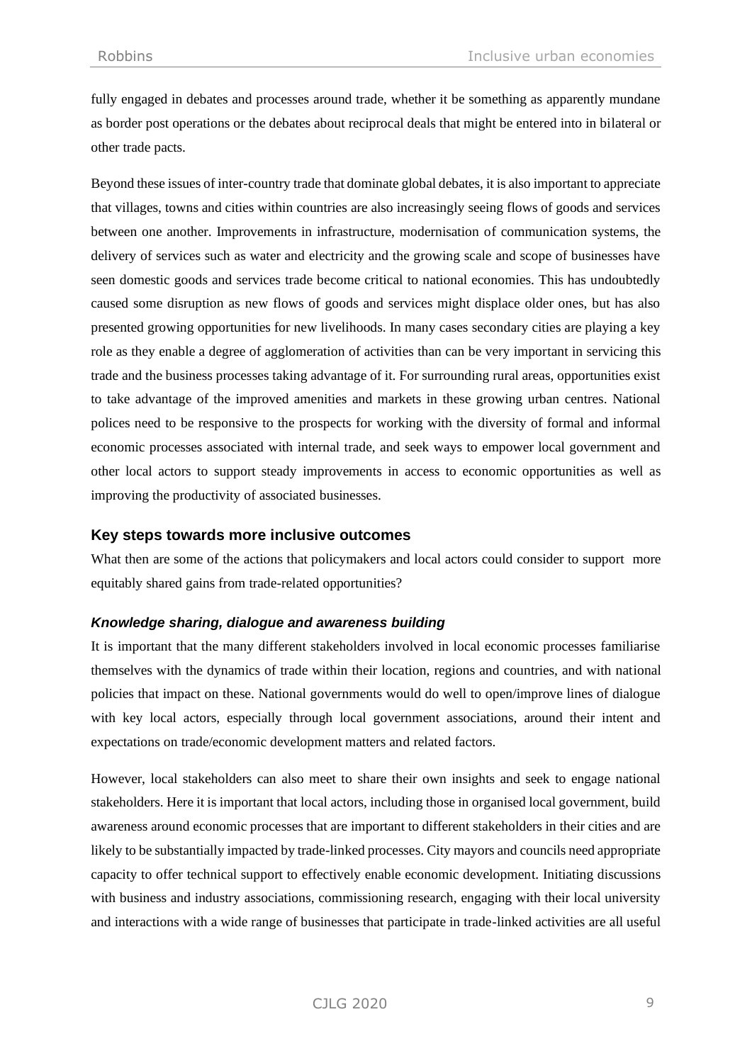fully engaged in debates and processes around trade, whether it be something as apparently mundane as border post operations or the debates about reciprocal deals that might be entered into in bilateral or other trade pacts.

Beyond these issues of inter-country trade that dominate global debates, it is also important to appreciate that villages, towns and cities within countries are also increasingly seeing flows of goods and services between one another. Improvements in infrastructure, modernisation of communication systems, the delivery of services such as water and electricity and the growing scale and scope of businesses have seen domestic goods and services trade become critical to national economies. This has undoubtedly caused some disruption as new flows of goods and services might displace older ones, but has also presented growing opportunities for new livelihoods. In many cases secondary cities are playing a key role as they enable a degree of agglomeration of activities than can be very important in servicing this trade and the business processes taking advantage of it. For surrounding rural areas, opportunities exist to take advantage of the improved amenities and markets in these growing urban centres. National polices need to be responsive to the prospects for working with the diversity of formal and informal economic processes associated with internal trade, and seek ways to empower local government and other local actors to support steady improvements in access to economic opportunities as well as improving the productivity of associated businesses.

## Key steps towards more inclusive outcomes

What then are some of the actions that policymakers and local actors could consider to support more equitably shared gains from trade-related opportunities?

### *Knowledge sharing, dialogue and awareness building*

It is important that the many different stakeholders involved in local economic processes familiarise themselves with the dynamics of trade within their location, regions and countries, and with national policies that impact on these. National governments would do well to open/improve lines of dialogue with key local actors, especially through local government associations, around their intent and expectations on trade/economic development matters and related factors.

However, local stakeholders can also meet to share their own insights and seek to engage national stakeholders. Here it is important that local actors, including those in organised local government, build awareness around economic processes that are important to different stakeholders in their cities and are likely to be substantially impacted by trade-linked processes. City mayors and councils need appropriate capacity to offer technical support to effectively enable economic development. Initiating discussions with business and industry associations, commissioning research, engaging with their local university and interactions with a wide range of businesses that participate in trade-linked activities are all useful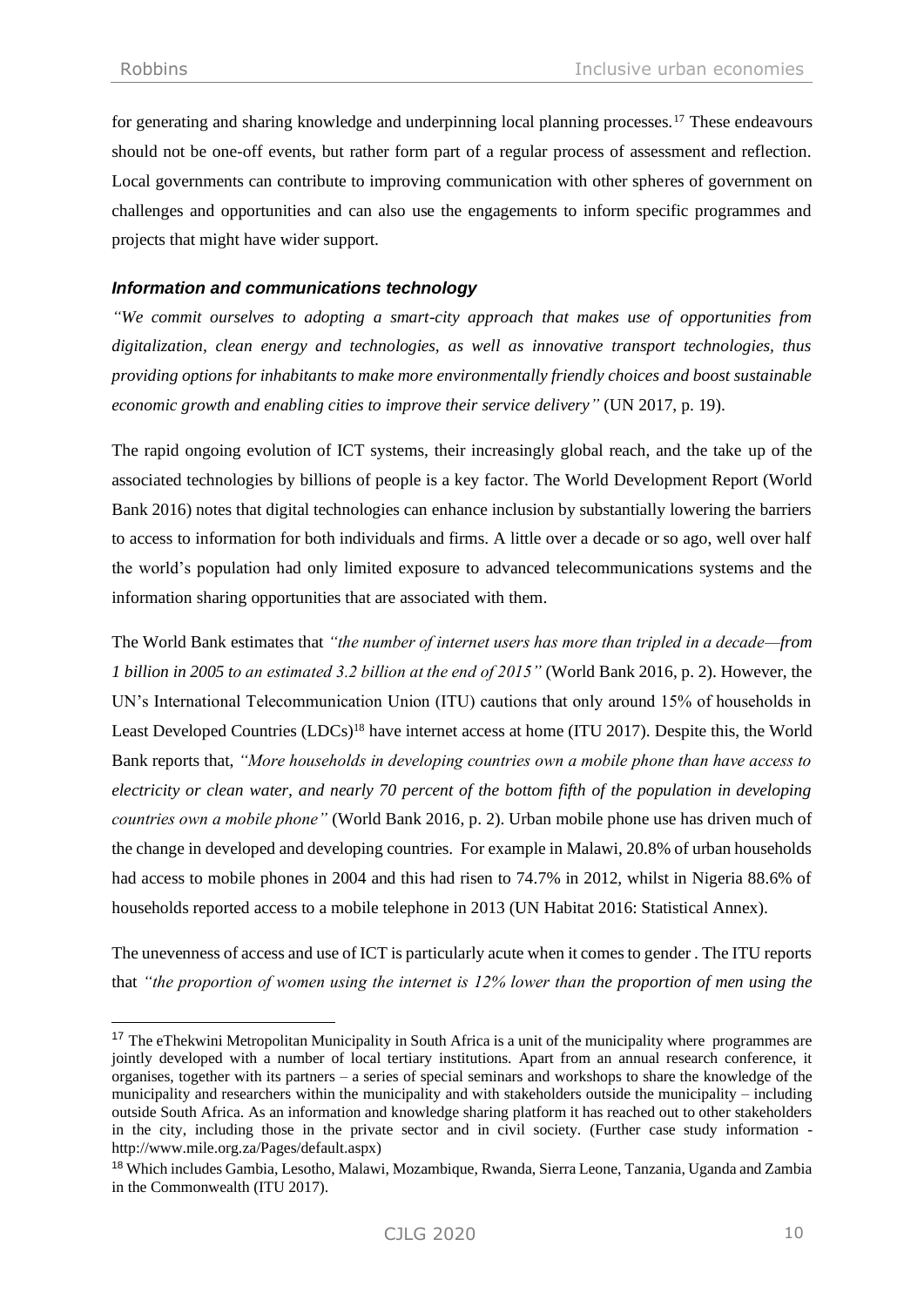for generating and sharing knowledge and underpinning local planning processes.[17] These endeavours should not be one-off events, but rather form part of a regular process of assessment and reflection. Local governments can contribute to improving communication with other spheres of government on challenges and opportunities and can also use the engagements to inform specific programmes and projects that might have wider support.

### *Information and communications technology*

*"We commit ourselves to adopting a smart-city approach that makes use of opportunities from digitalization, clean energy and technologies, as well as innovative transport technologies, thus providing options for inhabitants to make more environmentally friendly choices and boost sustainable economic growth and enabling cities to improve their service delivery"* (UN 2017, p. 19).

The rapid ongoing evolution of ICT systems, their increasingly global reach, and the take up of the associated technologies by billions of people is a key factor. The World Development Report (World Bank 2016) notes that digital technologies can enhance inclusion by substantially lowering the barriers to access to information for both individuals and firms. A little over a decade or so ago, well over half the world's population had only limited exposure to advanced telecommunications systems and the information sharing opportunities that are associated with them.

The World Bank estimates that *"the number of internet users has more than tripled in a decade—from 1 billion in 2005 to an estimated 3.2 billion at the end of 2015"* (World Bank 2016, p. 2). However, the UN's International Telecommunication Union (ITU) cautions that only around 15% of households in Least Developed Countries (LDCs)[18] have internet access at home (ITU 2017). Despite this, the World Bank reports that, *"More households in developing countries own a mobile phone than have access to electricity or clean water, and nearly 70 percent of the bottom fifth of the population in developing countries own a mobile phone"* (World Bank 2016, p. 2). Urban mobile phone use has driven much of the change in developed and developing countries. For example in Malawi, 20.8% of urban households had access to mobile phones in 2004 and this had risen to 74.7% in 2012, whilst in Nigeria 88.6% of households reported access to a mobile telephone in 2013 (UN Habitat 2016: Statistical Annex).

The unevenness of access and use of ICT is particularly acute when it comes to gender . The ITU reports that *"the proportion of women using the internet is 12% lower than the proportion of men using the*

---

[17] The eThekwini Metropolitan Municipality in South Africa is a unit of the municipality where programmes are jointly developed with a number of local tertiary institutions. Apart from an annual research conference, it organises, together with its partners – a series of special seminars and workshops to share the knowledge of the municipality and researchers within the municipality and with stakeholders outside the municipality – including outside South Africa. As an information and knowledge sharing platform it has reached out to other stakeholders in the city, including those in the private sector and in civil society. (Further case study information - http://www.mile.org.za/Pages/default.aspx)

[18] Which includes Gambia, Lesotho, Malawi, Mozambique, Rwanda, Sierra Leone, Tanzania, Uganda and Zambia in the Commonwealth (ITU 2017).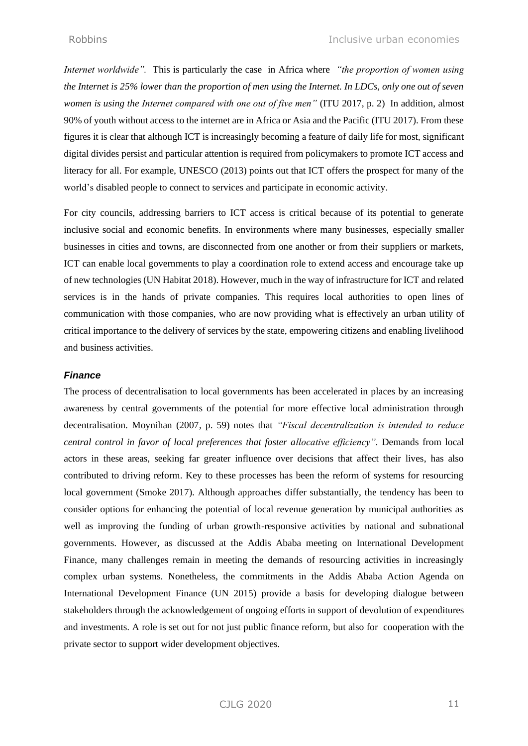*Internet worldwide".* This is particularly the case in Africa where *"the proportion of women using the Internet is 25% lower than the proportion of men using the Internet. In LDCs, only one out of seven women is using the Internet compared with one out of five men"* (ITU 2017, p. 2) In addition, almost 90% of youth without access to the internet are in Africa or Asia and the Pacific (ITU 2017). From these figures it is clear that although ICT is increasingly becoming a feature of daily life for most, significant digital divides persist and particular attention is required from policymakers to promote ICT access and literacy for all. For example, UNESCO (2013) points out that ICT offers the prospect for many of the world's disabled people to connect to services and participate in economic activity.

For city councils, addressing barriers to ICT access is critical because of its potential to generate inclusive social and economic benefits. In environments where many businesses, especially smaller businesses in cities and towns, are disconnected from one another or from their suppliers or markets, ICT can enable local governments to play a coordination role to extend access and encourage take up of new technologies (UN Habitat 2018). However, much in the way of infrastructure for ICT and related services is in the hands of private companies. This requires local authorities to open lines of communication with those companies, who are now providing what is effectively an urban utility of critical importance to the delivery of services by the state, empowering citizens and enabling livelihood and business activities.

### *Finance*

The process of decentralisation to local governments has been accelerated in places by an increasing awareness by central governments of the potential for more effective local administration through decentralisation. Moynihan (2007, p. 59) notes that *"Fiscal decentralization is intended to reduce central control in favor of local preferences that foster allocative efficiency"*. Demands from local actors in these areas, seeking far greater influence over decisions that affect their lives, has also contributed to driving reform. Key to these processes has been the reform of systems for resourcing local government (Smoke 2017). Although approaches differ substantially, the tendency has been to consider options for enhancing the potential of local revenue generation by municipal authorities as well as improving the funding of urban growth-responsive activities by national and subnational governments. However, as discussed at the Addis Ababa meeting on International Development Finance, many challenges remain in meeting the demands of resourcing activities in increasingly complex urban systems. Nonetheless, the commitments in the Addis Ababa Action Agenda on International Development Finance (UN 2015) provide a basis for developing dialogue between stakeholders through the acknowledgement of ongoing efforts in support of devolution of expenditures and investments. A role is set out for not just public finance reform, but also for cooperation with the private sector to support wider development objectives.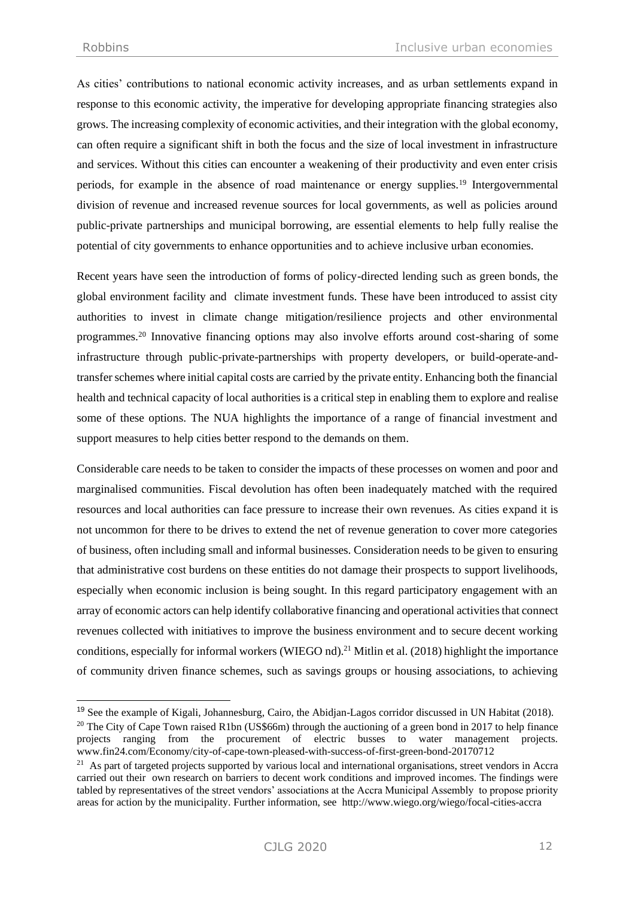As cities' contributions to national economic activity increases, and as urban settlements expand in response to this economic activity, the imperative for developing appropriate financing strategies also grows. The increasing complexity of economic activities, and their integration with the global economy, can often require a significant shift in both the focus and the size of local investment in infrastructure and services. Without this cities can encounter a weakening of their productivity and even enter crisis periods, for example in the absence of road maintenance or energy supplies.[19] Intergovernmental division of revenue and increased revenue sources for local governments, as well as policies around public-private partnerships and municipal borrowing, are essential elements to help fully realise the potential of city governments to enhance opportunities and to achieve inclusive urban economies.

Recent years have seen the introduction of forms of policy-directed lending such as green bonds, the global environment facility and climate investment funds. These have been introduced to assist city authorities to invest in climate change mitigation/resilience projects and other environmental programmes.[20] Innovative financing options may also involve efforts around cost-sharing of some infrastructure through public-private-partnerships with property developers, or build-operate-and-transfer schemes where initial capital costs are carried by the private entity. Enhancing both the financial health and technical capacity of local authorities is a critical step in enabling them to explore and realise some of these options. The NUA highlights the importance of a range of financial investment and support measures to help cities better respond to the demands on them.

Considerable care needs to be taken to consider the impacts of these processes on women and poor and marginalised communities. Fiscal devolution has often been inadequately matched with the required resources and local authorities can face pressure to increase their own revenues. As cities expand it is not uncommon for there to be drives to extend the net of revenue generation to cover more categories of business, often including small and informal businesses. Consideration needs to be given to ensuring that administrative cost burdens on these entities do not damage their prospects to support livelihoods, especially when economic inclusion is being sought. In this regard participatory engagement with an array of economic actors can help identify collaborative financing and operational activities that connect revenues collected with initiatives to improve the business environment and to secure decent working conditions, especially for informal workers (WIEGO nd).[21] Mitlin et al. (2018) highlight the importance of community driven finance schemes, such as savings groups or housing associations, to achieving

---

[19] See the example of Kigali, Johannesburg, Cairo, the Abidjan-Lagos corridor discussed in UN Habitat (2018).

[20] The City of Cape Town raised R1bn (US$66m) through the auctioning of a green bond in 2017 to help finance projects ranging from the procurement of electric busses to water management projects. www.fin24.com/Economy/city-of-cape-town-pleased-with-success-of-first-green-bond-20170712

[21] As part of targeted projects supported by various local and international organisations, street vendors in Accra carried out their own research on barriers to decent work conditions and improved incomes. The findings were tabled by representatives of the street vendors' associations at the Accra Municipal Assembly to propose priority areas for action by the municipality. Further information, see http://www.wiego.org/wiego/focal-cities-accra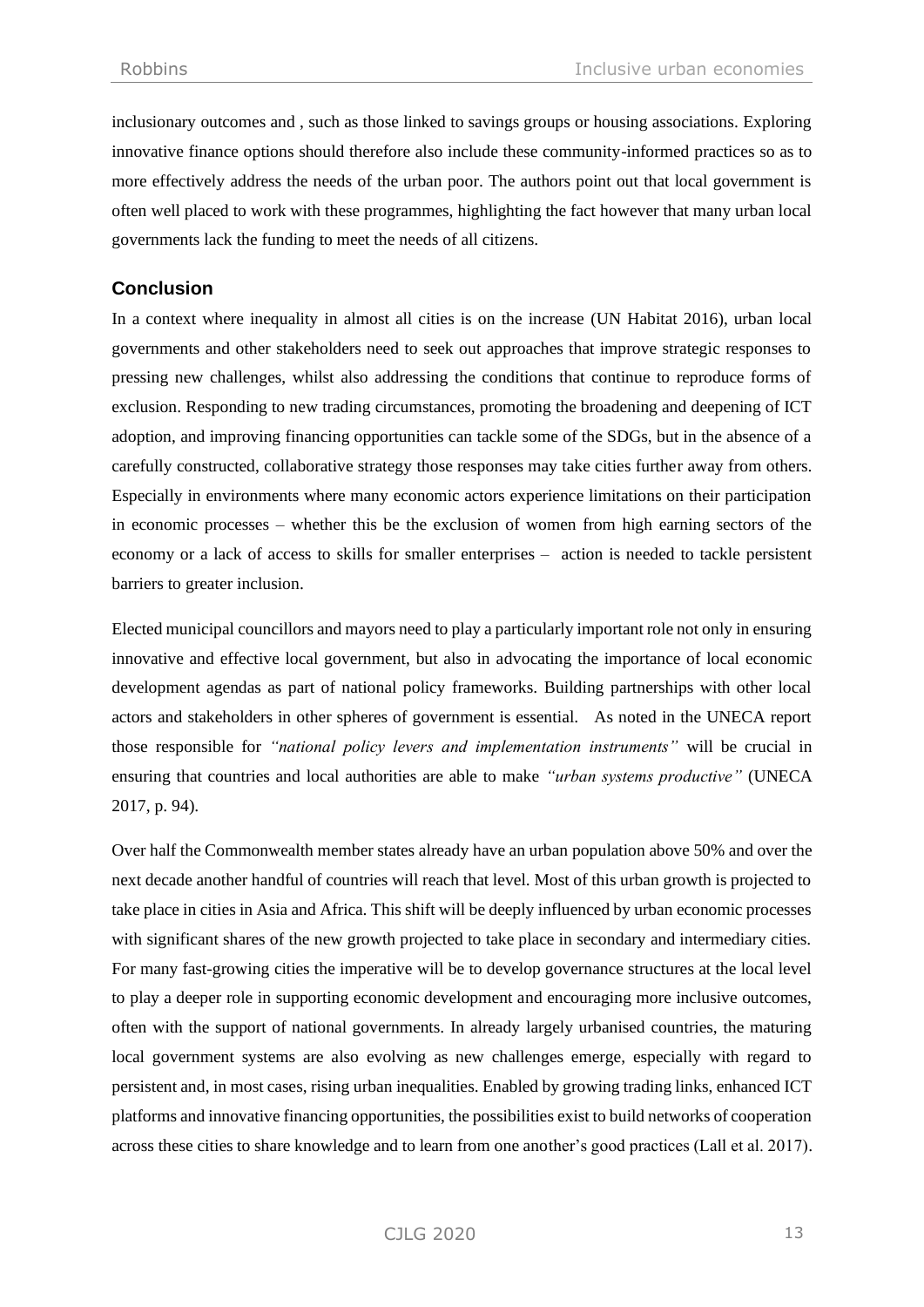inclusionary outcomes and , such as those linked to savings groups or housing associations. Exploring innovative finance options should therefore also include these community-informed practices so as to more effectively address the needs of the urban poor. The authors point out that local government is often well placed to work with these programmes, highlighting the fact however that many urban local governments lack the funding to meet the needs of all citizens.

## Conclusion

In a context where inequality in almost all cities is on the increase (UN Habitat 2016), urban local governments and other stakeholders need to seek out approaches that improve strategic responses to pressing new challenges, whilst also addressing the conditions that continue to reproduce forms of exclusion. Responding to new trading circumstances, promoting the broadening and deepening of ICT adoption, and improving financing opportunities can tackle some of the SDGs, but in the absence of a carefully constructed, collaborative strategy those responses may take cities further away from others. Especially in environments where many economic actors experience limitations on their participation in economic processes – whether this be the exclusion of women from high earning sectors of the economy or a lack of access to skills for smaller enterprises – action is needed to tackle persistent barriers to greater inclusion.

Elected municipal councillors and mayors need to play a particularly important role not only in ensuring innovative and effective local government, but also in advocating the importance of local economic development agendas as part of national policy frameworks. Building partnerships with other local actors and stakeholders in other spheres of government is essential. As noted in the UNECA report those responsible for *"national policy levers and implementation instruments"* will be crucial in ensuring that countries and local authorities are able to make *"urban systems productive"* (UNECA 2017, p. 94).

Over half the Commonwealth member states already have an urban population above 50% and over the next decade another handful of countries will reach that level. Most of this urban growth is projected to take place in cities in Asia and Africa. This shift will be deeply influenced by urban economic processes with significant shares of the new growth projected to take place in secondary and intermediary cities. For many fast-growing cities the imperative will be to develop governance structures at the local level to play a deeper role in supporting economic development and encouraging more inclusive outcomes, often with the support of national governments. In already largely urbanised countries, the maturing local government systems are also evolving as new challenges emerge, especially with regard to persistent and, in most cases, rising urban inequalities. Enabled by growing trading links, enhanced ICT platforms and innovative financing opportunities, the possibilities exist to build networks of cooperation across these cities to share knowledge and to learn from one another's good practices (Lall et al. 2017).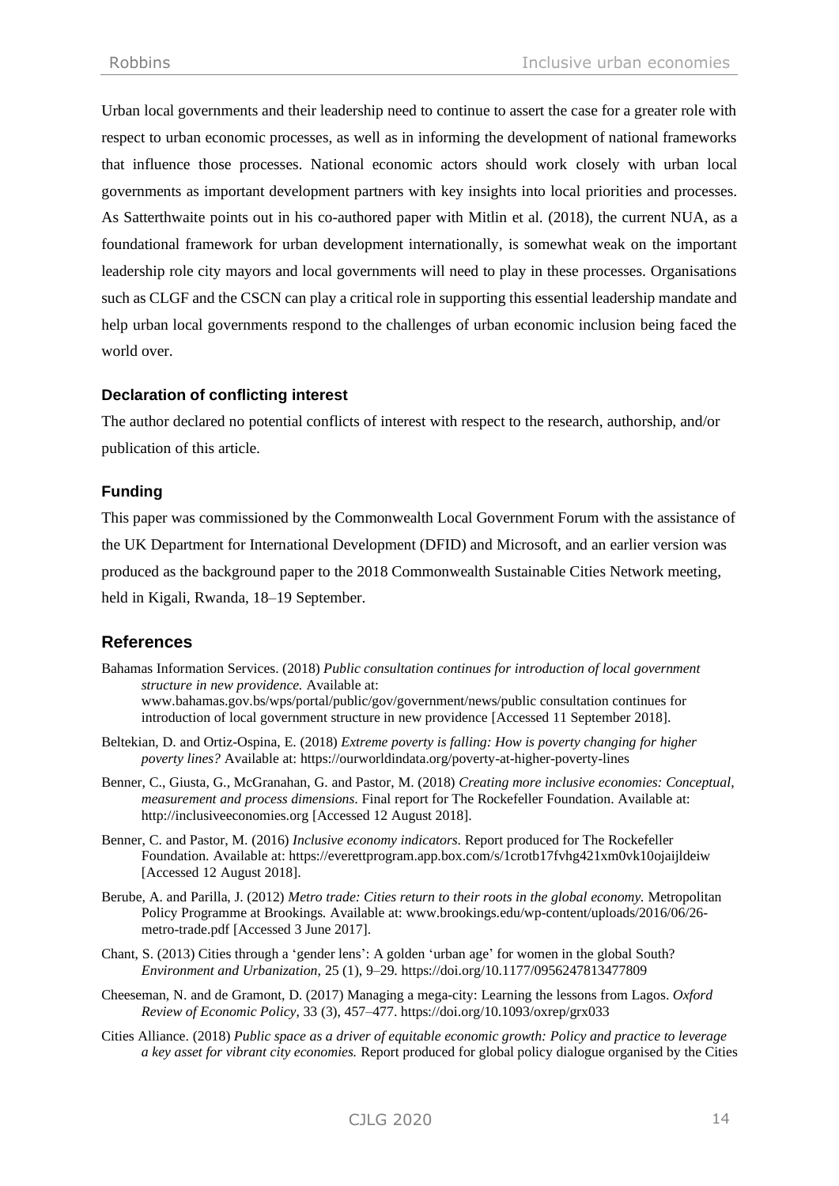Urban local governments and their leadership need to continue to assert the case for a greater role with respect to urban economic processes, as well as in informing the development of national frameworks that influence those processes. National economic actors should work closely with urban local governments as important development partners with key insights into local priorities and processes. As Satterthwaite points out in his co-authored paper with Mitlin et al. (2018), the current NUA, as a foundational framework for urban development internationally, is somewhat weak on the important leadership role city mayors and local governments will need to play in these processes. Organisations such as CLGF and the CSCN can play a critical role in supporting this essential leadership mandate and help urban local governments respond to the challenges of urban economic inclusion being faced the world over.

### Declaration of conflicting interest

The author declared no potential conflicts of interest with respect to the research, authorship, and/or publication of this article.

### Funding

This paper was commissioned by the Commonwealth Local Government Forum with the assistance of the UK Department for International Development (DFID) and Microsoft, and an earlier version was produced as the background paper to the 2018 Commonwealth Sustainable Cities Network meeting, held in Kigali, Rwanda, 18–19 September.

## References

Bahamas Information Services. (2018) *Public consultation continues for introduction of local government structure in new providence.* Available at: www.bahamas.gov.bs/wps/portal/public/gov/government/news/public consultation continues for introduction of local government structure in new providence [Accessed 11 September 2018].

Beltekian, D. and Ortiz-Ospina, E. (2018) *Extreme poverty is falling: How is poverty changing for higher poverty lines?* Available at: https://ourworldindata.org/poverty-at-higher-poverty-lines

Benner, C., Giusta, G., McGranahan, G. and Pastor, M. (2018) *Creating more inclusive economies: Conceptual, measurement and process dimensions*. Final report for The Rockefeller Foundation. Available at: http://inclusiveeconomies.org [Accessed 12 August 2018].

Benner, C. and Pastor, M. (2016) *Inclusive economy indicators*. Report produced for The Rockefeller Foundation. Available at: https://everettprogram.app.box.com/s/1crotb17fvhg421xm0vk10ojaijldeiw [Accessed 12 August 2018].

Berube, A. and Parilla, J. (2012) *Metro trade: Cities return to their roots in the global economy.* Metropolitan Policy Programme at Brookings. Available at: www.brookings.edu/wp-content/uploads/2016/06/26-metro-trade.pdf [Accessed 3 June 2017].

Chant, S. (2013) Cities through a 'gender lens': A golden 'urban age' for women in the global South? *Environment and Urbanization*, 25 (1), 9–29. https://doi.org/10.1177/0956247813477809

Cheeseman, N. and de Gramont, D. (2017) Managing a mega-city: Learning the lessons from Lagos. *Oxford Review of Economic Policy*, 33 (3), 457–477. https://doi.org/10.1093/oxrep/grx033

Cities Alliance. (2018) *Public space as a driver of equitable economic growth: Policy and practice to leverage a key asset for vibrant city economies.* Report produced for global policy dialogue organised by the Cities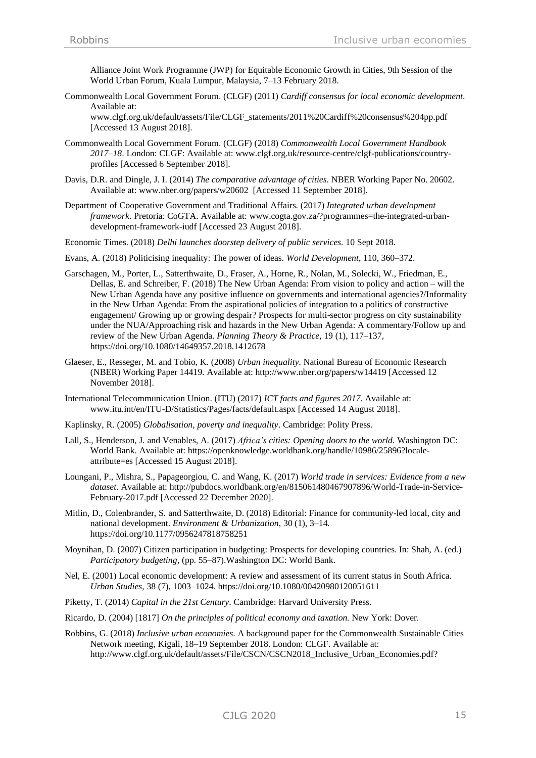Alliance Joint Work Programme (JWP) for Equitable Economic Growth in Cities, 9th Session of the World Urban Forum, Kuala Lumpur, Malaysia, 7–13 February 2018.

Commonwealth Local Government Forum. (CLGF) (2011) *Cardiff consensus for local economic development*. Available at: www.clgf.org.uk/default/assets/File/CLGF_statements/2011%20Cardiff%20consensus%204pp.pdf [Accessed 13 August 2018].

Commonwealth Local Government Forum. (CLGF) (2018) *Commonwealth Local Government Handbook 2017–18*. London: CLGF: Available at: www.clgf.org.uk/resource-centre/clgf-publications/country-profiles [Accessed 6 September 2018].

Davis, D.R. and Dingle, J. I. (2014) *The comparative advantage of cities*. NBER Working Paper No. 20602. Available at: www.nber.org/papers/w20602 [Accessed 11 September 2018].

Department of Cooperative Government and Traditional Affairs. (2017) *Integrated urban development framework*. Pretoria: CoGTA. Available at: www.cogta.gov.za/?programmes=the-integrated-urban-development-framework-iudf [Accessed 23 August 2018].

Economic Times. (2018) *Delhi launches doorstep delivery of public services*. 10 Sept 2018.

Evans, A. (2018) Politicising inequality: The power of ideas. *World Development*, 110, 360–372.

Garschagen, M., Porter, L., Satterthwaite, D., Fraser, A., Horne, R., Nolan, M., Solecki, W., Friedman, E., Dellas, E. and Schreiber, F. (2018) The New Urban Agenda: From vision to policy and action – will the New Urban Agenda have any positive influence on governments and international agencies?/Informality in the New Urban Agenda: From the aspirational policies of integration to a politics of constructive engagement/ Growing up or growing despair? Prospects for multi-sector progress on city sustainability under the NUA/Approaching risk and hazards in the New Urban Agenda: A commentary/Follow up and review of the New Urban Agenda. *Planning Theory & Practice*, 19 (1), 117–137, https://doi.org/10.1080/14649357.2018.1412678

Glaeser, E., Resseger, M. and Tobio, K. (2008) *Urban inequality*. National Bureau of Economic Research (NBER) Working Paper 14419. Available at: http://www.nber.org/papers/w14419 [Accessed 12 November 2018].

International Telecommunication Union. (ITU) (2017) *ICT facts and figures 2017*. Available at: www.itu.int/en/ITU-D/Statistics/Pages/facts/default.aspx [Accessed 14 August 2018].

Kaplinsky, R. (2005) *Globalisation, poverty and inequality*. Cambridge: Polity Press.

Lall, S., Henderson, J. and Venables, A. (2017) *Africa's cities: Opening doors to the world*. Washington DC: World Bank. Available at: https://openknowledge.worldbank.org/handle/10986/25896?locale-attribute=es [Accessed 15 August 2018].

Loungani, P., Mishra, S., Papageorgiou, C. and Wang, K. (2017) *World trade in services: Evidence from a new dataset*. Available at: http://pubdocs.worldbank.org/en/815061480467907896/World-Trade-in-Service-February-2017.pdf [Accessed 22 December 2020].

Mitlin, D., Colenbrander, S. and Satterthwaite, D. (2018) Editorial: Finance for community-led local, city and national development. *Environment & Urbanization*, 30 (1), 3–14. https://doi.org/10.1177/0956247818758251

Moynihan, D. (2007) Citizen participation in budgeting: Prospects for developing countries. In: Shah, A. (ed.) *Participatory budgeting*, (pp. 55–87).Washington DC: World Bank.

Nel, E. (2001) Local economic development: A review and assessment of its current status in South Africa. *Urban Studies*, 38 (7), 1003–1024. https://doi.org/10.1080/00420980120051611

Piketty, T. (2014) *Capital in the 21st Century*. Cambridge: Harvard University Press.

Ricardo, D. (2004) [1817] *On the principles of political economy and taxation.* New York: Dover.

Robbins, G. (2018) *Inclusive urban economies*. A background paper for the Commonwealth Sustainable Cities Network meeting, Kigali, 18–19 September 2018. London: CLGF. Available at: http://www.clgf.org.uk/default/assets/File/CSCN/CSCN2018_Inclusive_Urban_Economies.pdf?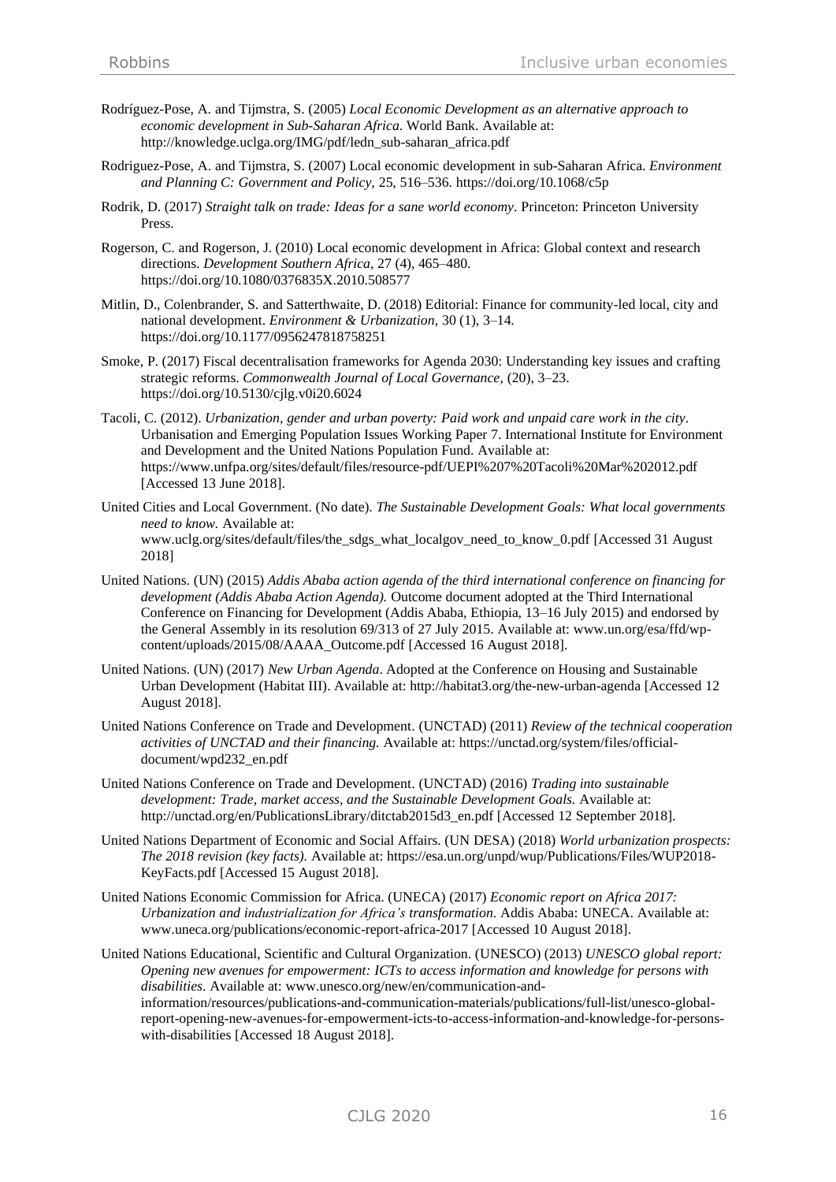Rodríguez-Pose, A. and Tijmstra, S. (2005) *Local Economic Development as an alternative approach to economic development in Sub-Saharan Africa*. World Bank. Available at: http://knowledge.uclga.org/IMG/pdf/ledn_sub-saharan_africa.pdf

Rodriguez-Pose, A. and Tijmstra, S. (2007) Local economic development in sub-Saharan Africa. *Environment and Planning C: Government and Policy*, 25, 516–536. https://doi.org/10.1068/c5p

Rodrik, D. (2017) *Straight talk on trade: Ideas for a sane world economy*. Princeton: Princeton University Press.

Rogerson, C. and Rogerson, J. (2010) Local economic development in Africa: Global context and research directions. *Development Southern Africa*, 27 (4), 465–480. https://doi.org/10.1080/0376835X.2010.508577

Mitlin, D., Colenbrander, S. and Satterthwaite, D. (2018) Editorial: Finance for community-led local, city and national development. *Environment & Urbanization*, 30 (1), 3–14. https://doi.org/10.1177/0956247818758251

Smoke, P. (2017) Fiscal decentralisation frameworks for Agenda 2030: Understanding key issues and crafting strategic reforms. *Commonwealth Journal of Local Governance*, (20), 3–23. https://doi.org/10.5130/cjlg.v0i20.6024

Tacoli, C. (2012). *Urbanization, gender and urban poverty: Paid work and unpaid care work in the city*. Urbanisation and Emerging Population Issues Working Paper 7. International Institute for Environment and Development and the United Nations Population Fund. Available at: https://www.unfpa.org/sites/default/files/resource-pdf/UEPI%207%20Tacoli%20Mar%202012.pdf [Accessed 13 June 2018].

United Cities and Local Government. (No date). *The Sustainable Development Goals: What local governments need to know*. Available at: www.uclg.org/sites/default/files/the_sdgs_what_localgov_need_to_know_0.pdf [Accessed 31 August 2018]

United Nations. (UN) (2015) *Addis Ababa action agenda of the third international conference on financing for development (Addis Ababa Action Agenda).* Outcome document adopted at the Third International Conference on Financing for Development (Addis Ababa, Ethiopia, 13–16 July 2015) and endorsed by the General Assembly in its resolution 69/313 of 27 July 2015. Available at: www.un.org/esa/ffd/wp-content/uploads/2015/08/AAAA_Outcome.pdf [Accessed 16 August 2018].

United Nations. (UN) (2017) *New Urban Agenda*. Adopted at the Conference on Housing and Sustainable Urban Development (Habitat III). Available at: http://habitat3.org/the-new-urban-agenda [Accessed 12 August 2018].

United Nations Conference on Trade and Development. (UNCTAD) (2011) *Review of the technical cooperation activities of UNCTAD and their financing.* Available at: https://unctad.org/system/files/official-document/wpd232_en.pdf

United Nations Conference on Trade and Development. (UNCTAD) (2016) *Trading into sustainable development: Trade, market access, and the Sustainable Development Goals.* Available at: http://unctad.org/en/PublicationsLibrary/ditctab2015d3_en.pdf [Accessed 12 September 2018].

United Nations Department of Economic and Social Affairs. (UN DESA) (2018) *World urbanization prospects: The 2018 revision (key facts).* Available at: https://esa.un.org/unpd/wup/Publications/Files/WUP2018-KeyFacts.pdf [Accessed 15 August 2018].

United Nations Economic Commission for Africa. (UNECA) (2017) *Economic report on Africa 2017: Urbanization and industrialization for Africa's transformation*. Addis Ababa: UNECA. Available at: www.uneca.org/publications/economic-report-africa-2017 [Accessed 10 August 2018].

United Nations Educational, Scientific and Cultural Organization. (UNESCO) (2013) *UNESCO global report: Opening new avenues for empowerment: ICTs to access information and knowledge for persons with disabilities*. Available at: www.unesco.org/new/en/communication-and-information/resources/publications-and-communication-materials/publications/full-list/unesco-global-report-opening-new-avenues-for-empowerment-icts-to-access-information-and-knowledge-for-persons-with-disabilities [Accessed 18 August 2018].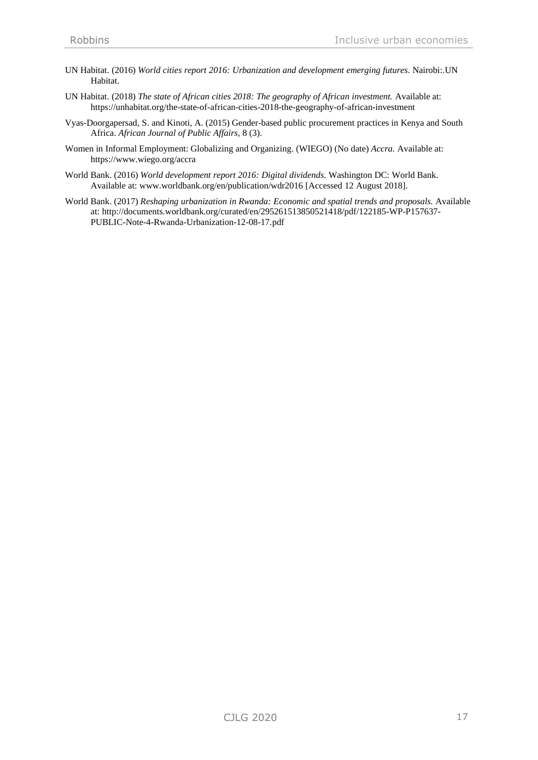UN Habitat. (2016) *World cities report 2016: Urbanization and development emerging futures*. Nairobi:.UN Habitat.

UN Habitat. (2018) *The state of African cities 2018: The geography of African investment.* Available at: https://unhabitat.org/the-state-of-african-cities-2018-the-geography-of-african-investment

Vyas-Doorgapersad, S. and Kinoti, A. (2015) Gender-based public procurement practices in Kenya and South Africa. *African Journal of Public Affairs*, 8 (3).

Women in Informal Employment: Globalizing and Organizing. (WIEGO) (No date) *Accra.* Available at: https://www.wiego.org/accra

World Bank. (2016) *World development report 2016: Digital dividends*. Washington DC: World Bank. Available at: www.worldbank.org/en/publication/wdr2016 [Accessed 12 August 2018].

World Bank. (2017) *Reshaping urbanization in Rwanda: Economic and spatial trends and proposals.* Available at: http://documents.worldbank.org/curated/en/295261513850521418/pdf/122185-WP-P157637-PUBLIC-Note-4-Rwanda-Urbanization-12-08-17.pdf